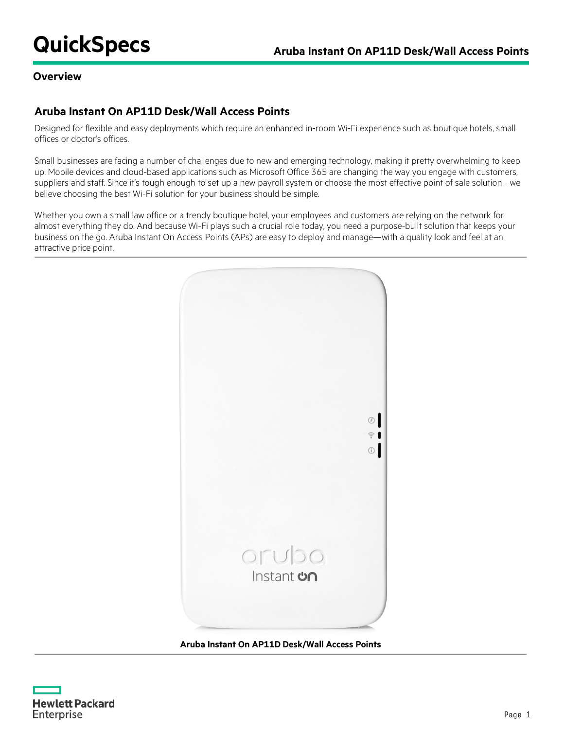# QuickSpecs

## Overview

### Aruba Instant On AP11D Desk/Wall Access Points

Designed for flexible and easy deployments which require an enhanced in-room Wi-Fi experience such as boutique hotels, small offices or doctor's offices.

Small businesses are facing a number of challenges due to new and emerging technology, making it pretty overwhelming to keep up. Mobile devices and cloud-based applications such as Microsoft Office 365 are changing the way you engage with customers, suppliers and staff. Since it's tough enough to set up a new payroll system or choose the most effective point of sale solution - we believe choosing the best Wi-Fi solution for your business should be simple.

Whether you own a small law office or a trendy boutique hotel, your employees and customers are relying on the network for almost everything they do. And because Wi-Fi plays such a crucial role today, you need a purpose-built solution that keeps your business on the go. Aruba Instant On Access Points (APs) are easy to deploy and manage—with a quality look and feel at an attractive price point.

**Aruba Instant On AP11D Desk/Wall Access Points**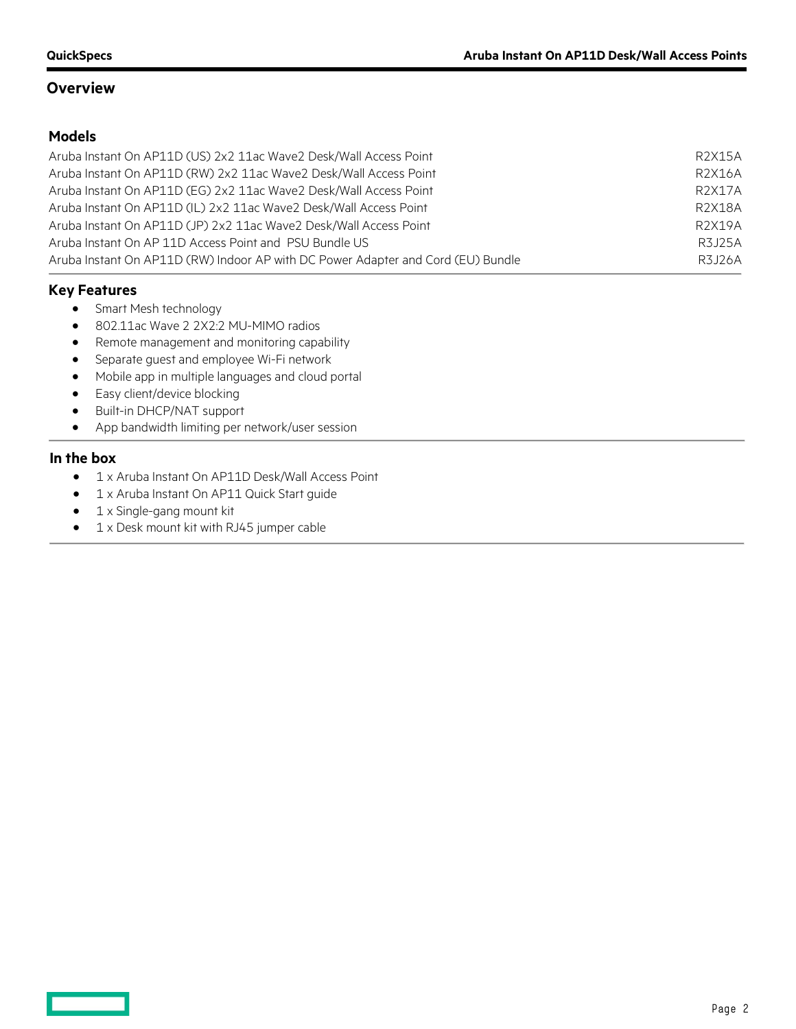## Overview

### Models

| Model | SKU |
|---|---|
| Aruba Instant On AP11D (US) 2x2 11ac Wave2 Desk/Wall Access Point | R2X15A |
| Aruba Instant On AP11D (RW) 2x2 11ac Wave2 Desk/Wall Access Point | R2X16A |
| Aruba Instant On AP11D (EG) 2x2 11ac Wave2 Desk/Wall Access Point | R2X17A |
| Aruba Instant On AP11D (IL) 2x2 11ac Wave2 Desk/Wall Access Point | R2X18A |
| Aruba Instant On AP11D (JP) 2x2 11ac Wave2 Desk/Wall Access Point | R2X19A |
| Aruba Instant On AP 11D Access Point and PSU Bundle US | R3J25A |
| Aruba Instant On AP11D (RW) Indoor AP with DC Power Adapter and Cord (EU) Bundle | R3J26A |

### Key Features

- Smart Mesh technology
- 802.11ac Wave 2 2X2:2 MU-MIMO radios
- Remote management and monitoring capability
- Separate guest and employee Wi-Fi network
- Mobile app in multiple languages and cloud portal
- Easy client/device blocking
- Built-in DHCP/NAT support
- App bandwidth limiting per network/user session

### In the box

- 1 x Aruba Instant On AP11D Desk/Wall Access Point
- 1 x Aruba Instant On AP11 Quick Start guide
- 1 x Single-gang mount kit
- 1 x Desk mount kit with RJ45 jumper cable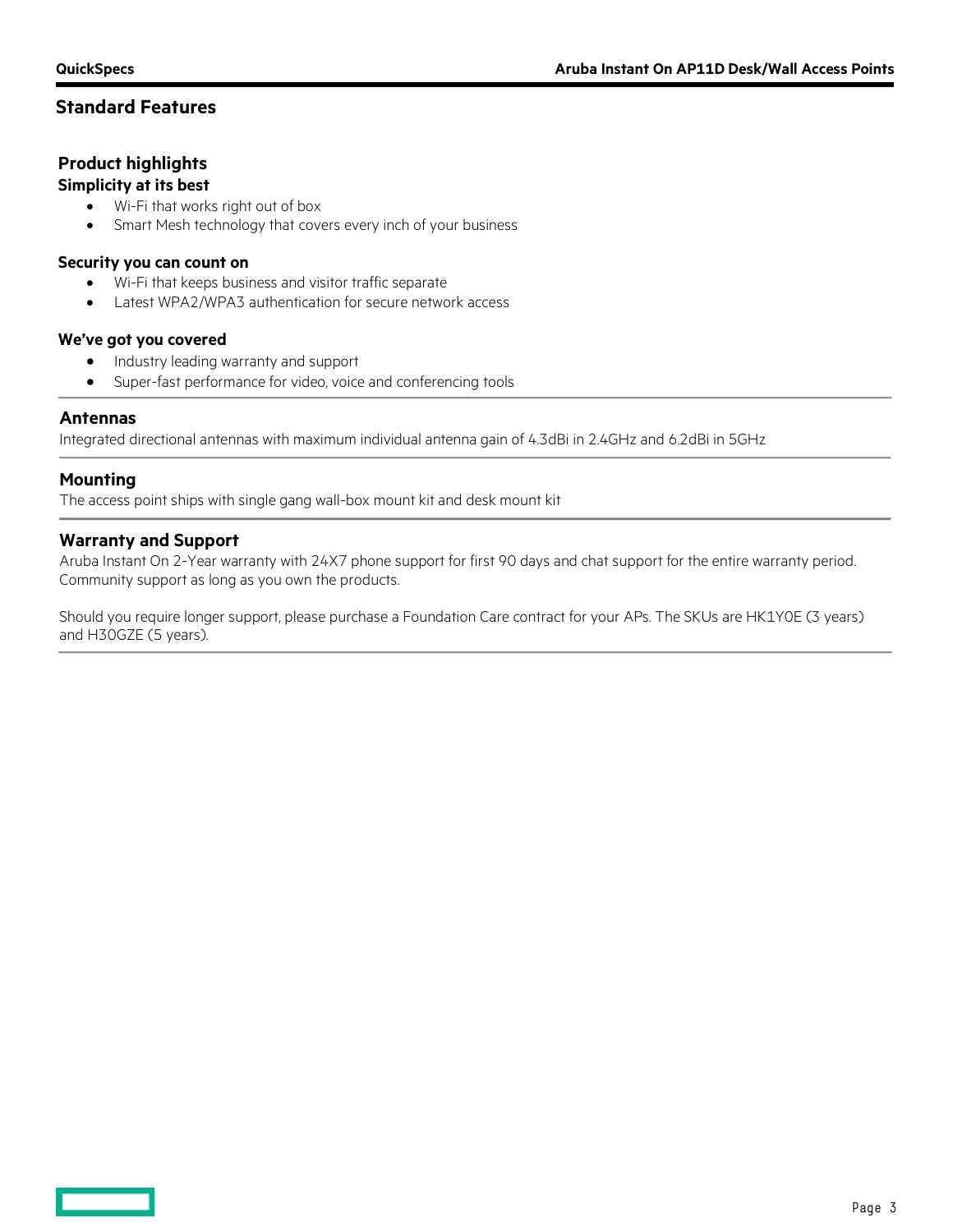## Standard Features

### Product highlights

**Simplicity at its best**

- Wi-Fi that works right out of box
- Smart Mesh technology that covers every inch of your business

**Security you can count on**

- Wi-Fi that keeps business and visitor traffic separate
- Latest WPA2/WPA3 authentication for secure network access

**We've got you covered**

- Industry leading warranty and support
- Super-fast performance for video, voice and conferencing tools

### Antennas

Integrated directional antennas with maximum individual antenna gain of 4.3dBi in 2.4GHz and 6.2dBi in 5GHz

### Mounting

The access point ships with single gang wall-box mount kit and desk mount kit

### Warranty and Support

Aruba Instant On 2-Year warranty with 24X7 phone support for first 90 days and chat support for the entire warranty period. Community support as long as you own the products.

Should you require longer support, please purchase a Foundation Care contract for your APs. The SKUs are HK1Y0E (3 years) and H30GZE (5 years).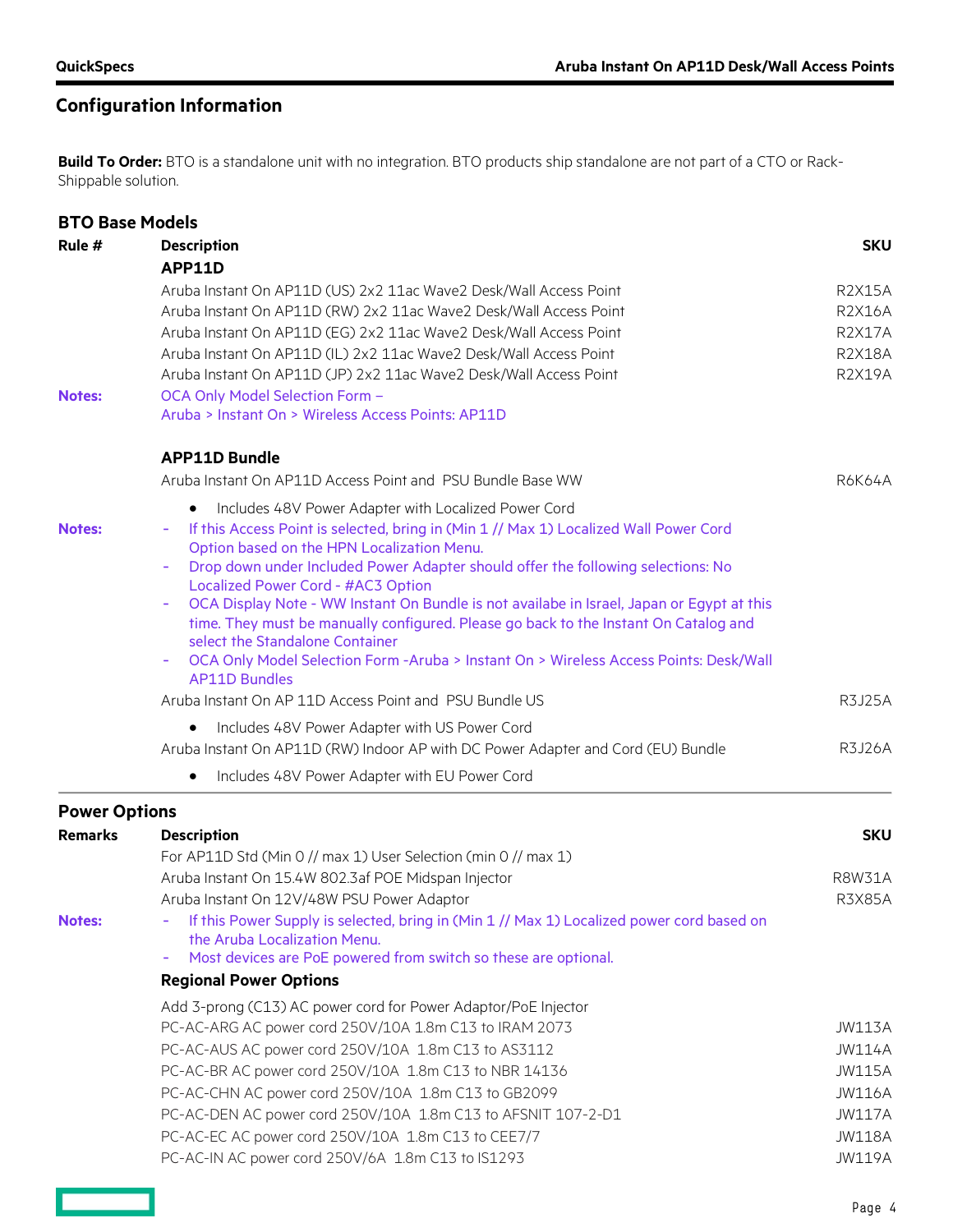## Configuration Information

**Build To Order:** BTO is a standalone unit with no integration. BTO products ship standalone are not part of a CTO or Rack-Shippable solution.

### BTO Base Models

| Rule # | Description | SKU |
|---|---|---|
| | **APP11D** | |
| | Aruba Instant On AP11D (US) 2x2 11ac Wave2 Desk/Wall Access Point | R2X15A |
| | Aruba Instant On AP11D (RW) 2x2 11ac Wave2 Desk/Wall Access Point | R2X16A |
| | Aruba Instant On AP11D (EG) 2x2 11ac Wave2 Desk/Wall Access Point | R2X17A |
| | Aruba Instant On AP11D (IL) 2x2 11ac Wave2 Desk/Wall Access Point | R2X18A |
| | Aruba Instant On AP11D (JP) 2x2 11ac Wave2 Desk/Wall Access Point | R2X19A |
| **Notes:** | OCA Only Model Selection Form – Aruba > Instant On > Wireless Access Points: AP11D | |
| | **APP11D Bundle** | |
| | Aruba Instant On AP11D Access Point and PSU Bundle Base WW<br>• Includes 48V Power Adapter with Localized Power Cord | R6K64A |
| **Notes:** | - If this Access Point is selected, bring in (Min 1 // Max 1) Localized Wall Power Cord Option based on the HPN Localization Menu.<br>- Drop down under Included Power Adapter should offer the following selections: No Localized Power Cord - #AC3 Option<br>- OCA Display Note - WW Instant On Bundle is not availabe in Israel, Japan or Egypt at this time. They must be manually configured. Please go back to the Instant On Catalog and select the Standalone Container<br>- OCA Only Model Selection Form -Aruba > Instant On > Wireless Access Points: Desk/Wall AP11D Bundles | |
| | Aruba Instant On AP 11D Access Point and PSU Bundle US<br>• Includes 48V Power Adapter with US Power Cord | R3J25A |
| | Aruba Instant On AP11D (RW) Indoor AP with DC Power Adapter and Cord (EU) Bundle<br>• Includes 48V Power Adapter with EU Power Cord | R3J26A |

### Power Options

| Remarks | Description | SKU |
|---|---|---|
| | For AP11D Std (Min 0 // max 1) User Selection (min 0 // max 1) | |
| | Aruba Instant On 15.4W 802.3af POE Midspan Injector | R8W31A |
| | Aruba Instant On 12V/48W PSU Power Adaptor | R3X85A |
| **Notes:** | - If this Power Supply is selected, bring in (Min 1 // Max 1) Localized power cord based on the Aruba Localization Menu.<br>- Most devices are PoE powered from switch so these are optional. | |
| | **Regional Power Options** | |
| | Add 3-prong (C13) AC power cord for Power Adaptor/PoE Injector | |
| | PC-AC-ARG AC power cord 250V/10A 1.8m C13 to IRAM 2073 | JW113A |
| | PC-AC-AUS AC power cord 250V/10A 1.8m C13 to AS3112 | JW114A |
| | PC-AC-BR AC power cord 250V/10A 1.8m C13 to NBR 14136 | JW115A |
| | PC-AC-CHN AC power cord 250V/10A 1.8m C13 to GB2099 | JW116A |
| | PC-AC-DEN AC power cord 250V/10A 1.8m C13 to AFSNIT 107-2-D1 | JW117A |
| | PC-AC-EC AC power cord 250V/10A 1.8m C13 to CEE7/7 | JW118A |
| | PC-AC-IN AC power cord 250V/6A 1.8m C13 to IS1293 | JW119A |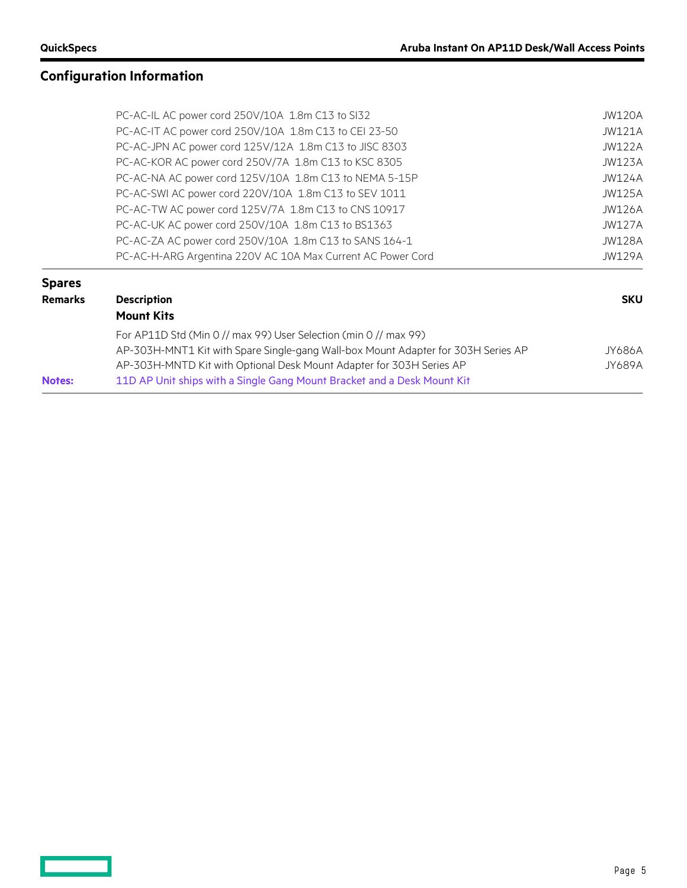## Configuration Information

| | Description | SKU |
|---|---|---|
| | PC-AC-IL AC power cord 250V/10A 1.8m C13 to SI32 | JW120A |
| | PC-AC-IT AC power cord 250V/10A 1.8m C13 to CEI 23-50 | JW121A |
| | PC-AC-JPN AC power cord 125V/12A 1.8m C13 to JISC 8303 | JW122A |
| | PC-AC-KOR AC power cord 250V/7A 1.8m C13 to KSC 8305 | JW123A |
| | PC-AC-NA AC power cord 125V/10A 1.8m C13 to NEMA 5-15P | JW124A |
| | PC-AC-SWI AC power cord 220V/10A 1.8m C13 to SEV 1011 | JW125A |
| | PC-AC-TW AC power cord 125V/7A 1.8m C13 to CNS 10917 | JW126A |
| | PC-AC-UK AC power cord 250V/10A 1.8m C13 to BS1363 | JW127A |
| | PC-AC-ZA AC power cord 250V/10A 1.8m C13 to SANS 164-1 | JW128A |
| | PC-AC-H-ARG Argentina 220V AC 10A Max Current AC Power Cord | JW129A |

### Spares

| Remarks | Description | SKU |
|---|---|---|
| | **Mount Kits** | |
| | For AP11D Std (Min 0 // max 99) User Selection (min 0 // max 99) | |
| | AP-303H-MNT1 Kit with Spare Single-gang Wall-box Mount Adapter for 303H Series AP | JY686A |
| | AP-303H-MNTD Kit with Optional Desk Mount Adapter for 303H Series AP | JY689A |
| **Notes:** | 11D AP Unit ships with a Single Gang Mount Bracket and a Desk Mount Kit | |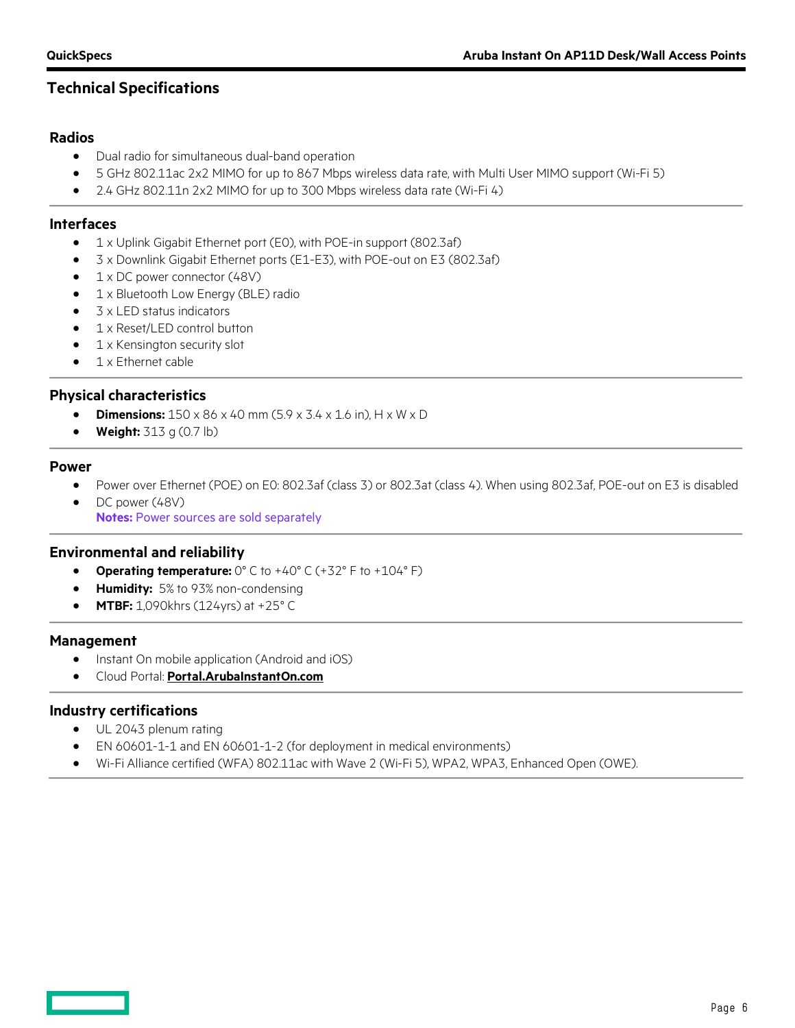## Technical Specifications

### Radios

- Dual radio for simultaneous dual-band operation
- 5 GHz 802.11ac 2x2 MIMO for up to 867 Mbps wireless data rate, with Multi User MIMO support (Wi-Fi 5)
- 2.4 GHz 802.11n 2x2 MIMO for up to 300 Mbps wireless data rate (Wi-Fi 4)

### Interfaces

- 1 x Uplink Gigabit Ethernet port (E0), with POE-in support (802.3af)
- 3 x Downlink Gigabit Ethernet ports (E1-E3), with POE-out on E3 (802.3af)
- 1 x DC power connector (48V)
- 1 x Bluetooth Low Energy (BLE) radio
- 3 x LED status indicators
- 1 x Reset/LED control button
- 1 x Kensington security slot
- 1 x Ethernet cable

### Physical characteristics

- **Dimensions:** 150 x 86 x 40 mm (5.9 x 3.4 x 1.6 in), H x W x D
- **Weight:** 313 g (0.7 lb)

### Power

- Power over Ethernet (POE) on E0: 802.3af (class 3) or 802.3at (class 4). When using 802.3af, POE-out on E3 is disabled
- DC power (48V)
  **Notes:** Power sources are sold separately

### Environmental and reliability

- **Operating temperature:** 0° C to +40° C (+32° F to +104° F)
- **Humidity:** 5% to 93% non-condensing
- **MTBF:** 1,090khrs (124yrs) at +25° C

### Management

- Instant On mobile application (Android and iOS)
- Cloud Portal: **Portal.ArubaInstantOn.com**

### Industry certifications

- UL 2043 plenum rating
- EN 60601-1-1 and EN 60601-1-2 (for deployment in medical environments)
- Wi-Fi Alliance certified (WFA) 802.11ac with Wave 2 (Wi-Fi 5), WPA2, WPA3, Enhanced Open (OWE).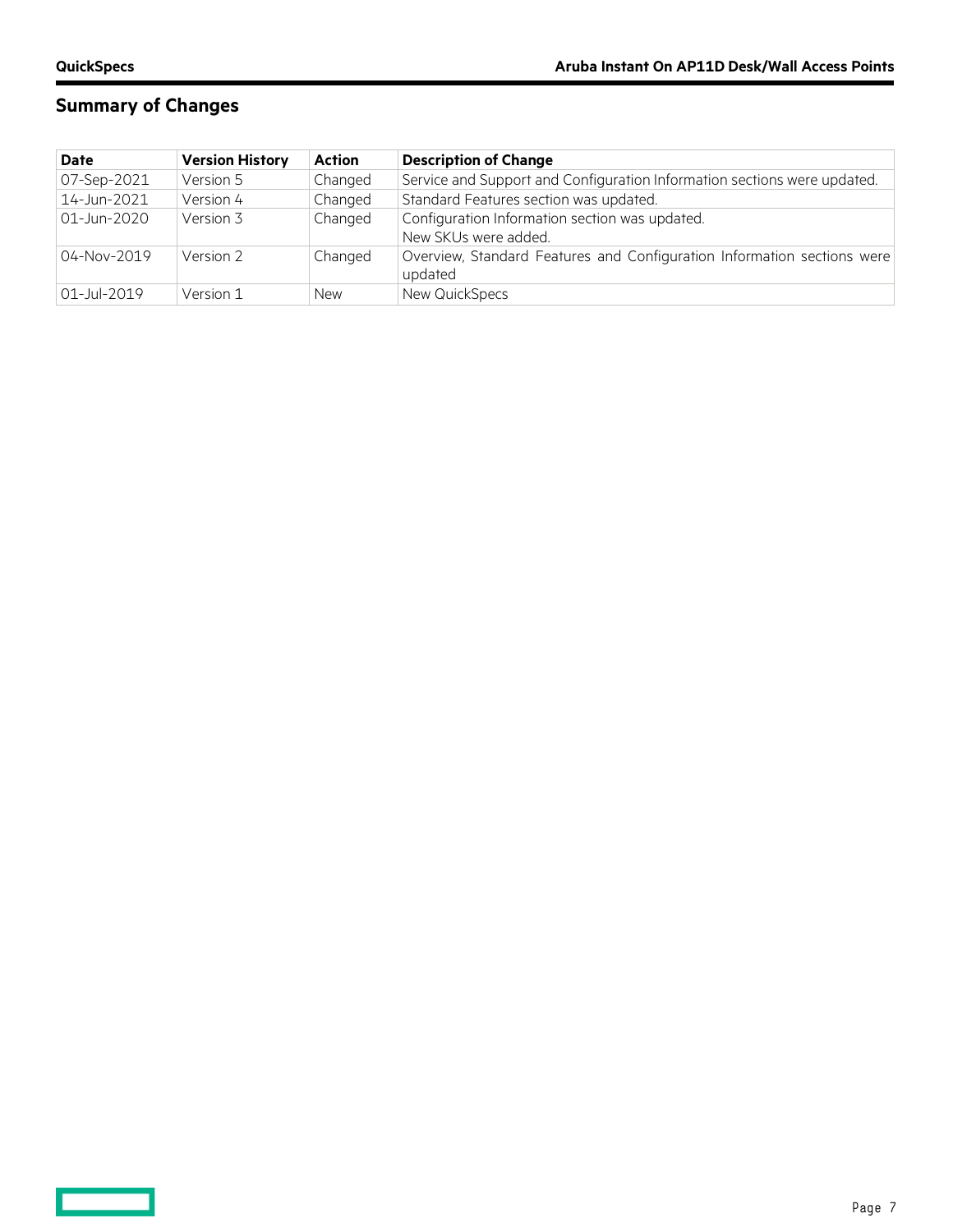## Summary of Changes

| Date | Version History | Action | Description of Change |
|---|---|---|---|
| 07-Sep-2021 | Version 5 | Changed | Service and Support and Configuration Information sections were updated. |
| 14-Jun-2021 | Version 4 | Changed | Standard Features section was updated. |
| 01-Jun-2020 | Version 3 | Changed | Configuration Information section was updated.<br>New SKUs were added. |
| 04-Nov-2019 | Version 2 | Changed | Overview, Standard Features and Configuration Information sections were updated |
| 01-Jul-2019 | Version 1 | New | New QuickSpecs |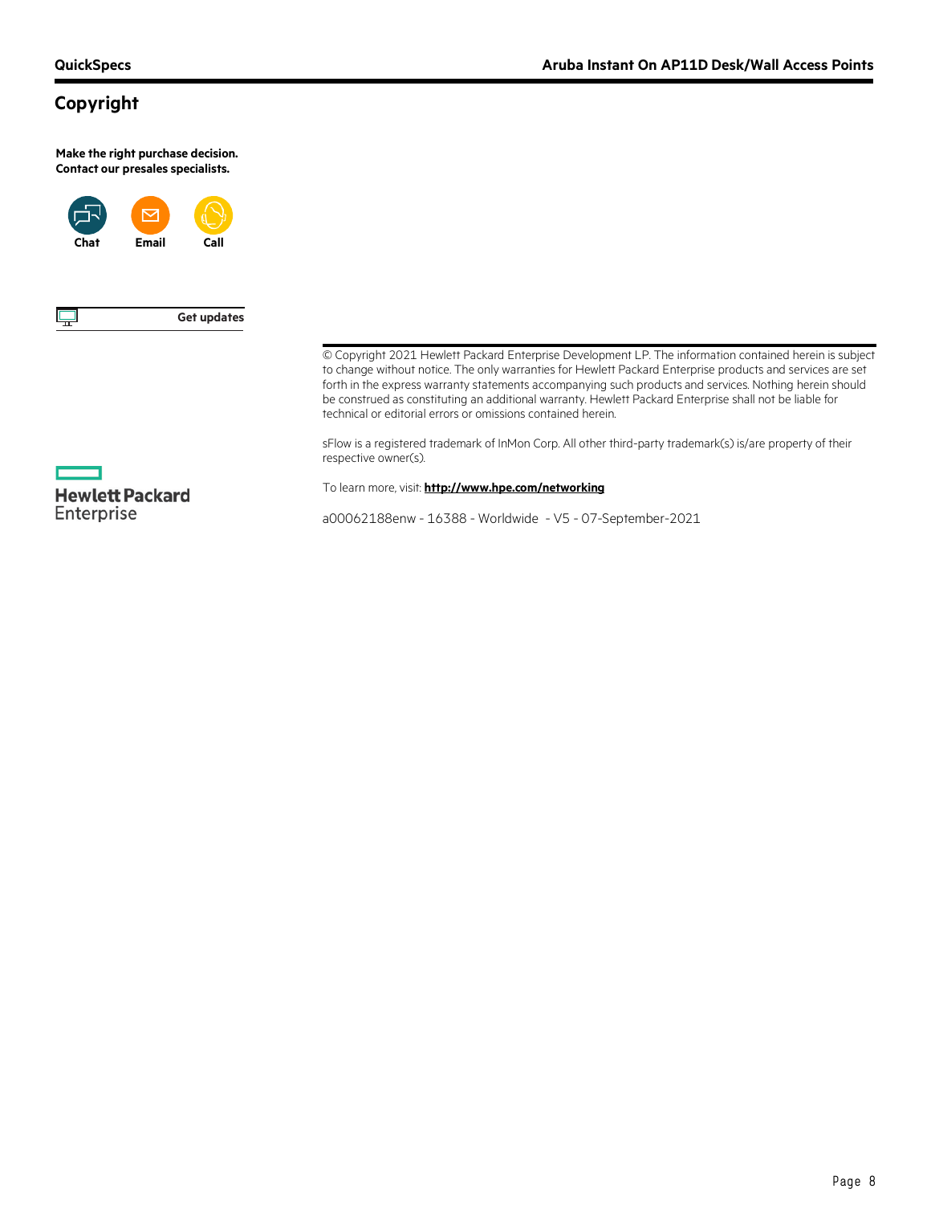## Copyright

**Make the right purchase decision.**
**Contact our presales specialists.**

Chat

Email

Call

**Get updates**

© Copyright 2021 Hewlett Packard Enterprise Development LP. The information contained herein is subject to change without notice. The only warranties for Hewlett Packard Enterprise products and services are set forth in the express warranty statements accompanying such products and services. Nothing herein should be construed as constituting an additional warranty. Hewlett Packard Enterprise shall not be liable for technical or editorial errors or omissions contained herein.

sFlow is a registered trademark of InMon Corp. All other third-party trademark(s) is/are property of their respective owner(s).

To learn more, visit: **http://www.hpe.com/networking**

Hewlett Packard Enterprise

a00062188enw - 16388 - Worldwide - V5 - 07-September-2021